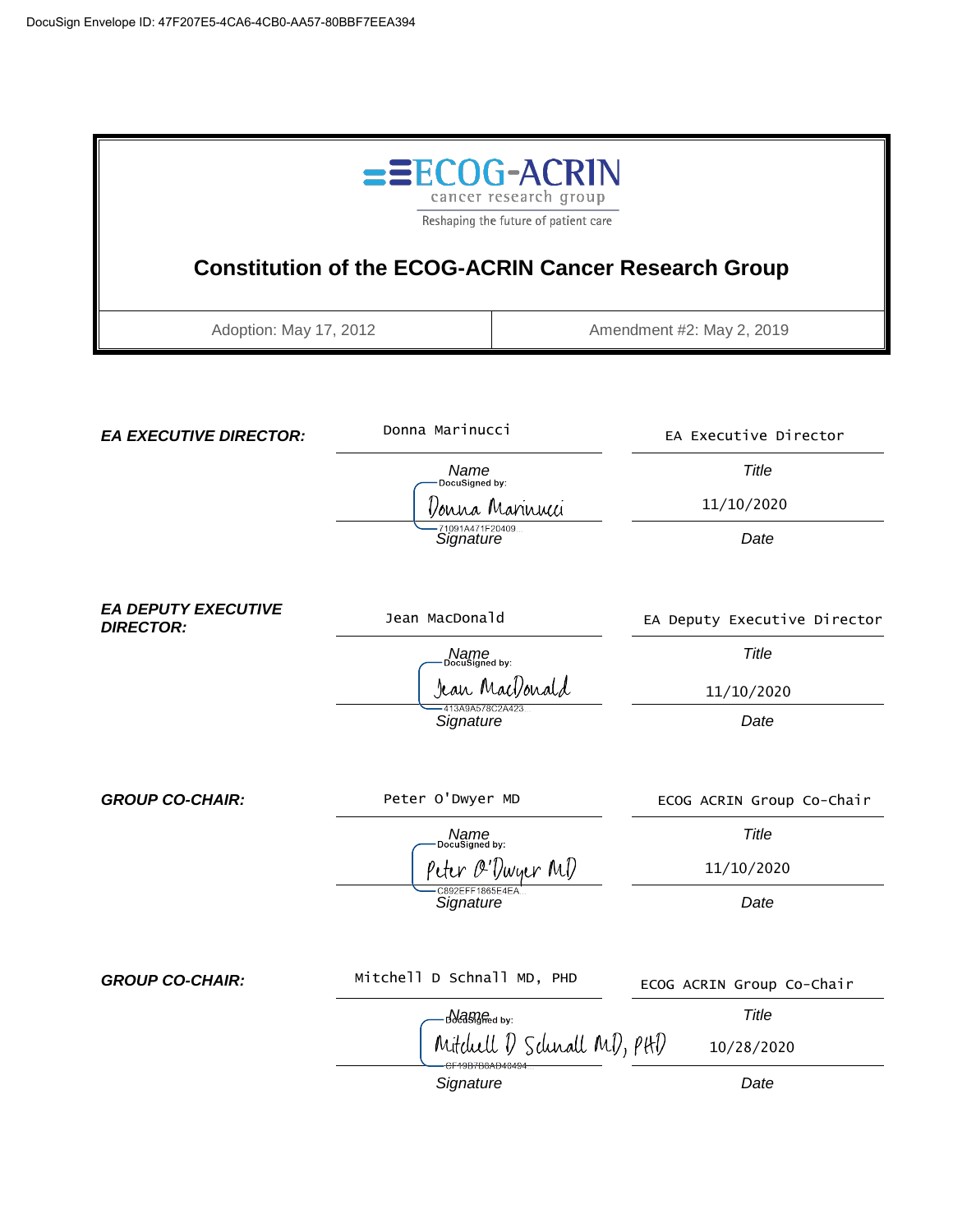DocuSign Envelope ID: 47F207E5-4CA6-4CB0-AA57-80BBF7EEA394

ECOG-ACRIN cancer research group

Reshaping the future of patient care

# Constitution of the ECOG-ACRIN Cancer Research Group

| Adoption: May 17, 2012 | Amendment #2: May 2, 2019 |
| --- | --- |

| | | |
| --- | --- | --- |
| ***EA EXECUTIVE DIRECTOR:*** | Donna Marinucci | EA Executive Director |
| | *Name* | *Title* |
| | DocuSigned by: Donna Marinucci 71091A471F20409... | 11/10/2020 |
| | *Signature* | *Date* |
| ***EA DEPUTY EXECUTIVE DIRECTOR:*** | Jean MacDonald | EA Deputy Executive Director |
| | *Name* | *Title* |
| | DocuSigned by: Jean MacDonald 413A9A578C2A423... | 11/10/2020 |
| | *Signature* | *Date* |
| ***GROUP CO-CHAIR:*** | Peter O'Dwyer MD | ECOG ACRIN Group Co-Chair |
| | *Name* | *Title* |
| | DocuSigned by: Peter O'Dwyer MD C892EFF1865E4EA... | 11/10/2020 |
| | *Signature* | *Date* |
| ***GROUP CO-CHAIR:*** | Mitchell D Schnall MD, PHD | ECOG ACRIN Group Co-Chair |
| | *Name* | *Title* |
| | DocuSigned by: Mitchell D Schnall MD, PHD CF19B7B6AD48494... | 10/28/2020 |
| | *Signature* | *Date* |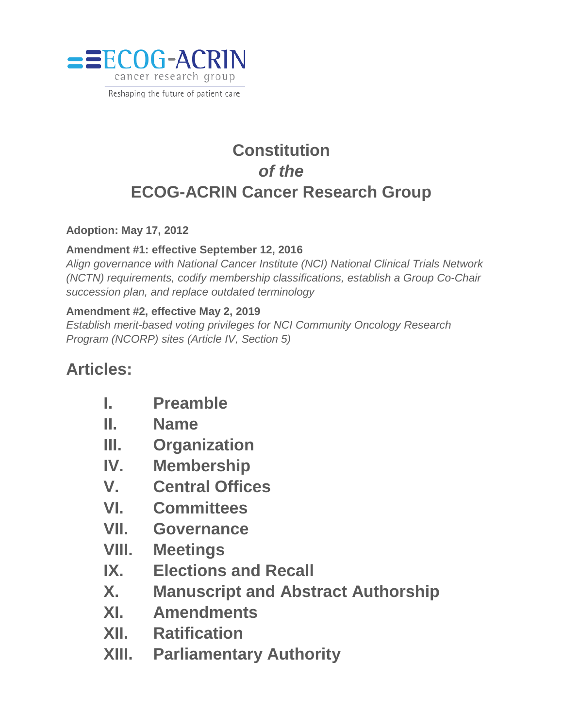ECOG-ACRIN

cancer research group

Reshaping the future of patient care

# Constitution *of the* ECOG-ACRIN Cancer Research Group

**Adoption: May 17, 2012**

**Amendment #1: effective September 12, 2016**
*Align governance with National Cancer Institute (NCI) National Clinical Trials Network (NCTN) requirements, codify membership classifications, establish a Group Co-Chair succession plan, and replace outdated terminology*

**Amendment #2, effective May 2, 2019**
*Establish merit-based voting privileges for NCI Community Oncology Research Program (NCORP) sites (Article IV, Section 5)*

## Articles:

- **I. Preamble**
- **II. Name**
- **III. Organization**
- **IV. Membership**
- **V. Central Offices**
- **VI. Committees**
- **VII. Governance**
- **VIII. Meetings**
- **IX. Elections and Recall**
- **X. Manuscript and Abstract Authorship**
- **XI. Amendments**
- **XII. Ratification**
- **XIII. Parliamentary Authority**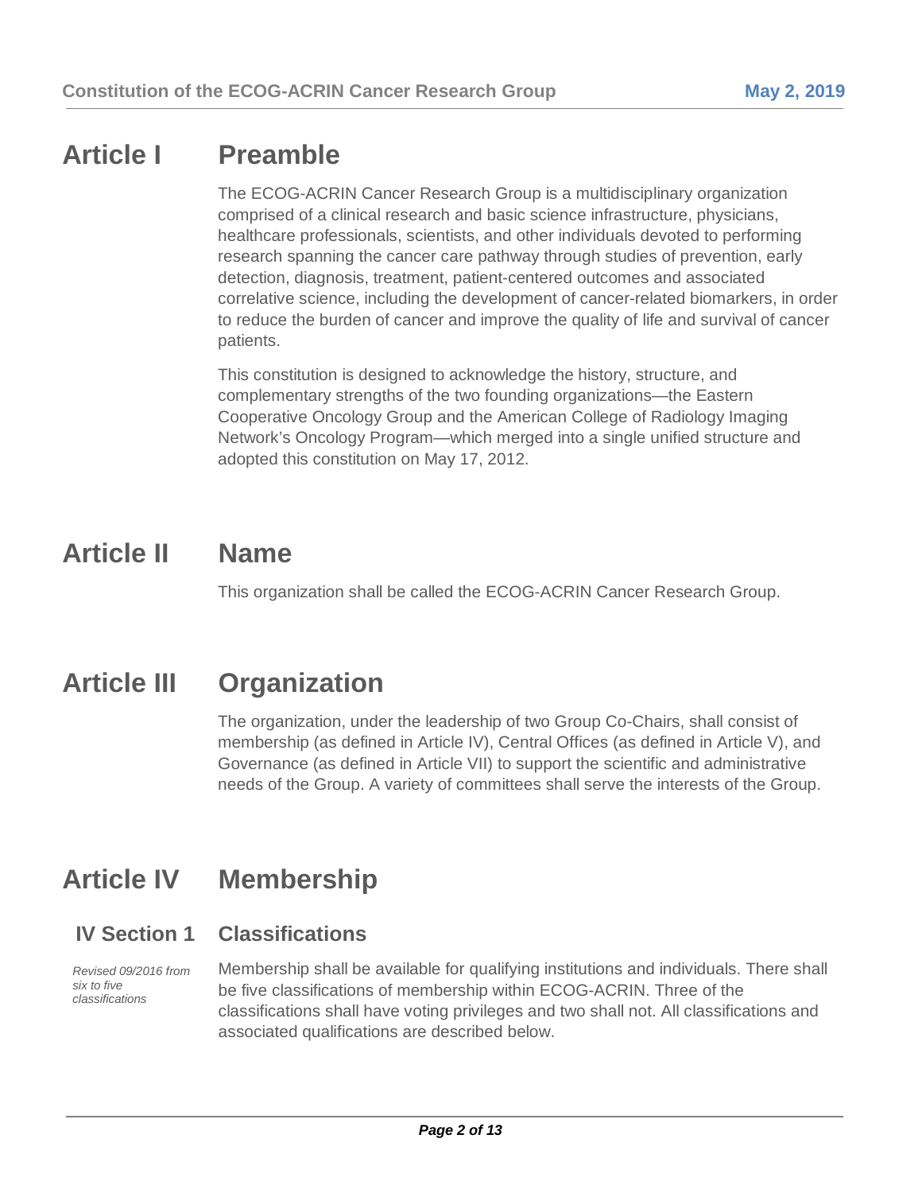# Article I Preamble

The ECOG-ACRIN Cancer Research Group is a multidisciplinary organization comprised of a clinical research and basic science infrastructure, physicians, healthcare professionals, scientists, and other individuals devoted to performing research spanning the cancer care pathway through studies of prevention, early detection, diagnosis, treatment, patient-centered outcomes and associated correlative science, including the development of cancer-related biomarkers, in order to reduce the burden of cancer and improve the quality of life and survival of cancer patients.

This constitution is designed to acknowledge the history, structure, and complementary strengths of the two founding organizations—the Eastern Cooperative Oncology Group and the American College of Radiology Imaging Network's Oncology Program—which merged into a single unified structure and adopted this constitution on May 17, 2012.

# Article II Name

This organization shall be called the ECOG-ACRIN Cancer Research Group.

# Article III Organization

The organization, under the leadership of two Group Co-Chairs, shall consist of membership (as defined in Article IV), Central Offices (as defined in Article V), and Governance (as defined in Article VII) to support the scientific and administrative needs of the Group. A variety of committees shall serve the interests of the Group.

# Article IV Membership

## IV Section 1 Classifications

*Revised 09/2016 from six to five classifications*

Membership shall be available for qualifying institutions and individuals. There shall be five classifications of membership within ECOG-ACRIN. Three of the classifications shall have voting privileges and two shall not. All classifications and associated qualifications are described below.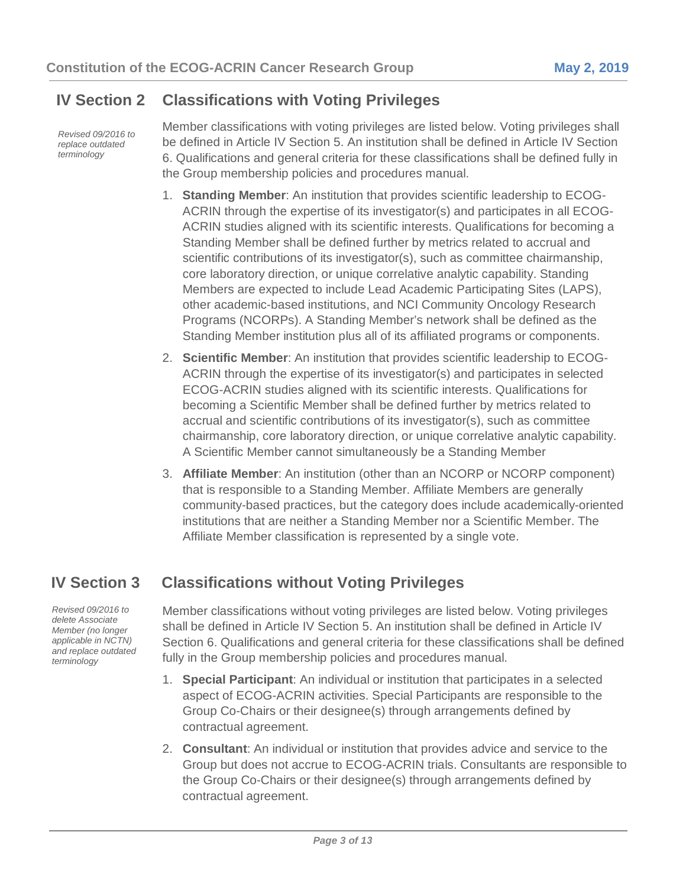## IV Section 2 Classifications with Voting Privileges

*Revised 09/2016 to replace outdated terminology*

Member classifications with voting privileges are listed below. Voting privileges shall be defined in Article IV Section 5. An institution shall be defined in Article IV Section 6. Qualifications and general criteria for these classifications shall be defined fully in the Group membership policies and procedures manual.

1. **Standing Member**: An institution that provides scientific leadership to ECOG-ACRIN through the expertise of its investigator(s) and participates in all ECOG-ACRIN studies aligned with its scientific interests. Qualifications for becoming a Standing Member shall be defined further by metrics related to accrual and scientific contributions of its investigator(s), such as committee chairmanship, core laboratory direction, or unique correlative analytic capability. Standing Members are expected to include Lead Academic Participating Sites (LAPS), other academic-based institutions, and NCI Community Oncology Research Programs (NCORPs). A Standing Member's network shall be defined as the Standing Member institution plus all of its affiliated programs or components.
2. **Scientific Member**: An institution that provides scientific leadership to ECOG-ACRIN through the expertise of its investigator(s) and participates in selected ECOG-ACRIN studies aligned with its scientific interests. Qualifications for becoming a Scientific Member shall be defined further by metrics related to accrual and scientific contributions of its investigator(s), such as committee chairmanship, core laboratory direction, or unique correlative analytic capability. A Scientific Member cannot simultaneously be a Standing Member
3. **Affiliate Member**: An institution (other than an NCORP or NCORP component) that is responsible to a Standing Member. Affiliate Members are generally community-based practices, but the category does include academically-oriented institutions that are neither a Standing Member nor a Scientific Member. The Affiliate Member classification is represented by a single vote.

## IV Section 3 Classifications without Voting Privileges

*Revised 09/2016 to delete Associate Member (no longer applicable in NCTN) and replace outdated terminology*

Member classifications without voting privileges are listed below. Voting privileges shall be defined in Article IV Section 5. An institution shall be defined in Article IV Section 6. Qualifications and general criteria for these classifications shall be defined fully in the Group membership policies and procedures manual.

1. **Special Participant**: An individual or institution that participates in a selected aspect of ECOG-ACRIN activities. Special Participants are responsible to the Group Co-Chairs or their designee(s) through arrangements defined by contractual agreement.
2. **Consultant**: An individual or institution that provides advice and service to the Group but does not accrue to ECOG-ACRIN trials. Consultants are responsible to the Group Co-Chairs or their designee(s) through arrangements defined by contractual agreement.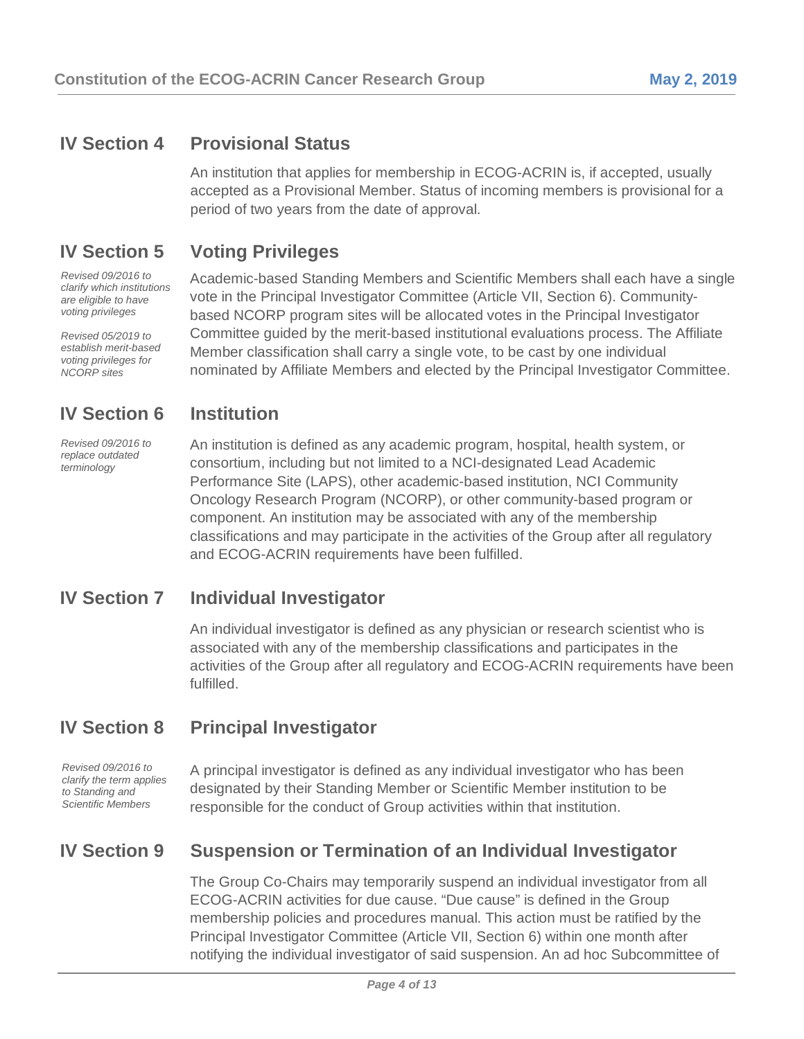## IV Section 4 Provisional Status

An institution that applies for membership in ECOG-ACRIN is, if accepted, usually accepted as a Provisional Member. Status of incoming members is provisional for a period of two years from the date of approval.

## IV Section 5 Voting Privileges

*Revised 09/2016 to clarify which institutions are eligible to have voting privileges*

*Revised 05/2019 to establish merit-based voting privileges for NCORP sites*

Academic-based Standing Members and Scientific Members shall each have a single vote in the Principal Investigator Committee (Article VII, Section 6). Community-based NCORP program sites will be allocated votes in the Principal Investigator Committee guided by the merit-based institutional evaluations process. The Affiliate Member classification shall carry a single vote, to be cast by one individual nominated by Affiliate Members and elected by the Principal Investigator Committee.

## IV Section 6 Institution

*Revised 09/2016 to replace outdated terminology*

An institution is defined as any academic program, hospital, health system, or consortium, including but not limited to a NCI-designated Lead Academic Performance Site (LAPS), other academic-based institution, NCI Community Oncology Research Program (NCORP), or other community-based program or component. An institution may be associated with any of the membership classifications and may participate in the activities of the Group after all regulatory and ECOG-ACRIN requirements have been fulfilled.

## IV Section 7 Individual Investigator

An individual investigator is defined as any physician or research scientist who is associated with any of the membership classifications and participates in the activities of the Group after all regulatory and ECOG-ACRIN requirements have been fulfilled.

## IV Section 8 Principal Investigator

*Revised 09/2016 to clarify the term applies to Standing and Scientific Members*

A principal investigator is defined as any individual investigator who has been designated by their Standing Member or Scientific Member institution to be responsible for the conduct of Group activities within that institution.

## IV Section 9 Suspension or Termination of an Individual Investigator

The Group Co-Chairs may temporarily suspend an individual investigator from all ECOG-ACRIN activities for due cause. “Due cause” is defined in the Group membership policies and procedures manual. This action must be ratified by the Principal Investigator Committee (Article VII, Section 6) within one month after notifying the individual investigator of said suspension. An ad hoc Subcommittee of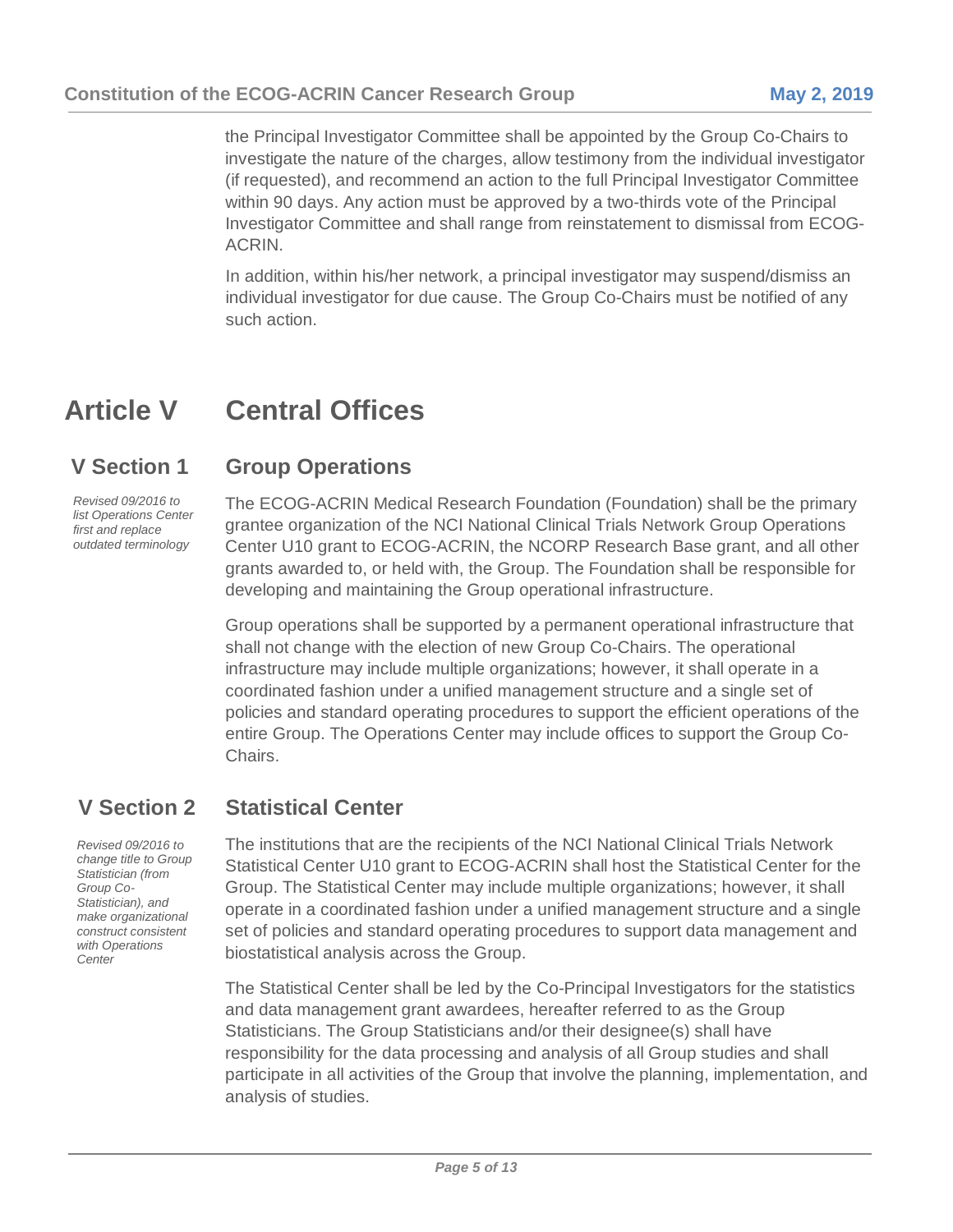the Principal Investigator Committee shall be appointed by the Group Co-Chairs to investigate the nature of the charges, allow testimony from the individual investigator (if requested), and recommend an action to the full Principal Investigator Committee within 90 days. Any action must be approved by a two-thirds vote of the Principal Investigator Committee and shall range from reinstatement to dismissal from ECOG-ACRIN.

In addition, within his/her network, a principal investigator may suspend/dismiss an individual investigator for due cause. The Group Co-Chairs must be notified of any such action.

# Article V Central Offices

## V Section 1 Group Operations

*Revised 09/2016 to list Operations Center first and replace outdated terminology*

The ECOG-ACRIN Medical Research Foundation (Foundation) shall be the primary grantee organization of the NCI National Clinical Trials Network Group Operations Center U10 grant to ECOG-ACRIN, the NCORP Research Base grant, and all other grants awarded to, or held with, the Group. The Foundation shall be responsible for developing and maintaining the Group operational infrastructure.

Group operations shall be supported by a permanent operational infrastructure that shall not change with the election of new Group Co-Chairs. The operational infrastructure may include multiple organizations; however, it shall operate in a coordinated fashion under a unified management structure and a single set of policies and standard operating procedures to support the efficient operations of the entire Group. The Operations Center may include offices to support the Group Co-Chairs.

## V Section 2 Statistical Center

*Revised 09/2016 to change title to Group Statistician (from Group Co-Statistician), and make organizational construct consistent with Operations Center*

The institutions that are the recipients of the NCI National Clinical Trials Network Statistical Center U10 grant to ECOG-ACRIN shall host the Statistical Center for the Group. The Statistical Center may include multiple organizations; however, it shall operate in a coordinated fashion under a unified management structure and a single set of policies and standard operating procedures to support data management and biostatistical analysis across the Group.

The Statistical Center shall be led by the Co-Principal Investigators for the statistics and data management grant awardees, hereafter referred to as the Group Statisticians. The Group Statisticians and/or their designee(s) shall have responsibility for the data processing and analysis of all Group studies and shall participate in all activities of the Group that involve the planning, implementation, and analysis of studies.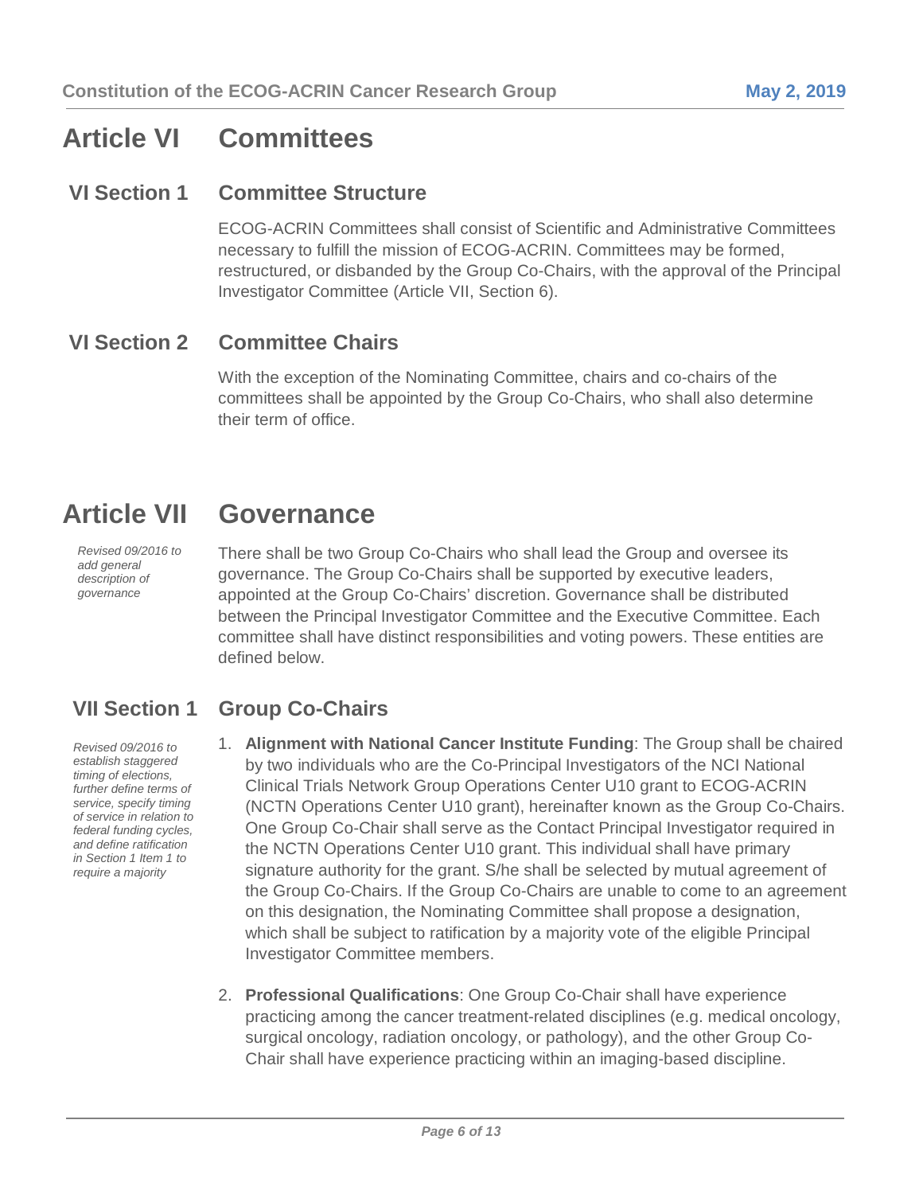# Article VI Committees

## VI Section 1 Committee Structure

ECOG-ACRIN Committees shall consist of Scientific and Administrative Committees necessary to fulfill the mission of ECOG-ACRIN. Committees may be formed, restructured, or disbanded by the Group Co-Chairs, with the approval of the Principal Investigator Committee (Article VII, Section 6).

## VI Section 2 Committee Chairs

With the exception of the Nominating Committee, chairs and co-chairs of the committees shall be appointed by the Group Co-Chairs, who shall also determine their term of office.

# Article VII Governance

*Revised 09/2016 to add general description of governance*

There shall be two Group Co-Chairs who shall lead the Group and oversee its governance. The Group Co-Chairs shall be supported by executive leaders, appointed at the Group Co-Chairs' discretion. Governance shall be distributed between the Principal Investigator Committee and the Executive Committee. Each committee shall have distinct responsibilities and voting powers. These entities are defined below.

## VII Section 1 Group Co-Chairs

*Revised 09/2016 to establish staggered timing of elections, further define terms of service, specify timing of service in relation to federal funding cycles, and define ratification in Section 1 Item 1 to require a majority*

1. **Alignment with National Cancer Institute Funding**: The Group shall be chaired by two individuals who are the Co-Principal Investigators of the NCI National Clinical Trials Network Group Operations Center U10 grant to ECOG-ACRIN (NCTN Operations Center U10 grant), hereinafter known as the Group Co-Chairs. One Group Co-Chair shall serve as the Contact Principal Investigator required in the NCTN Operations Center U10 grant. This individual shall have primary signature authority for the grant. S/he shall be selected by mutual agreement of the Group Co-Chairs. If the Group Co-Chairs are unable to come to an agreement on this designation, the Nominating Committee shall propose a designation, which shall be subject to ratification by a majority vote of the eligible Principal Investigator Committee members.

2. **Professional Qualifications**: One Group Co-Chair shall have experience practicing among the cancer treatment-related disciplines (e.g. medical oncology, surgical oncology, radiation oncology, or pathology), and the other Group Co-Chair shall have experience practicing within an imaging-based discipline.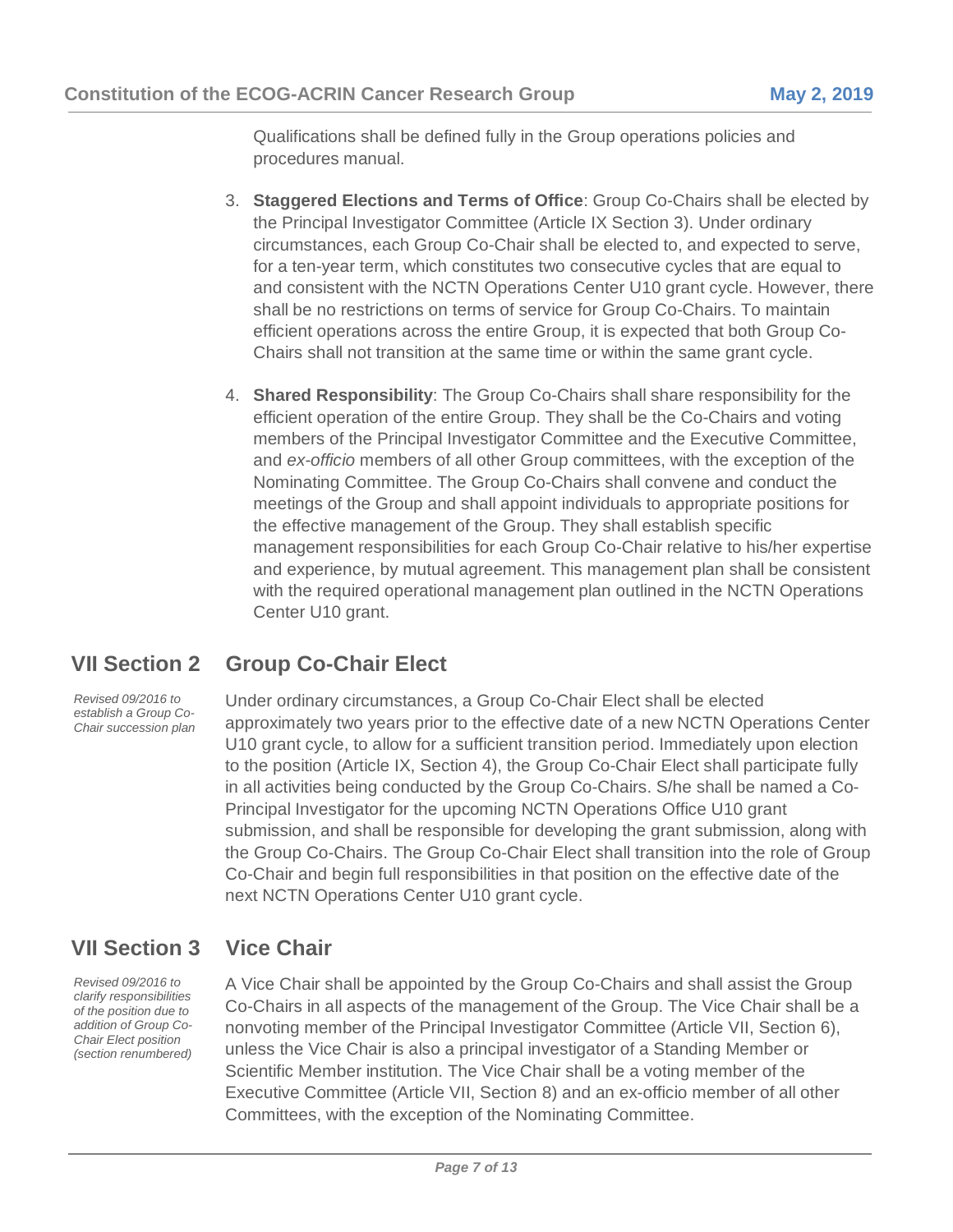Qualifications shall be defined fully in the Group operations policies and procedures manual.

3. **Staggered Elections and Terms of Office**: Group Co-Chairs shall be elected by the Principal Investigator Committee (Article IX Section 3). Under ordinary circumstances, each Group Co-Chair shall be elected to, and expected to serve, for a ten-year term, which constitutes two consecutive cycles that are equal to and consistent with the NCTN Operations Center U10 grant cycle. However, there shall be no restrictions on terms of service for Group Co-Chairs. To maintain efficient operations across the entire Group, it is expected that both Group Co-Chairs shall not transition at the same time or within the same grant cycle.

4. **Shared Responsibility**: The Group Co-Chairs shall share responsibility for the efficient operation of the entire Group. They shall be the Co-Chairs and voting members of the Principal Investigator Committee and the Executive Committee, and *ex-officio* members of all other Group committees, with the exception of the Nominating Committee. The Group Co-Chairs shall convene and conduct the meetings of the Group and shall appoint individuals to appropriate positions for the effective management of the Group. They shall establish specific management responsibilities for each Group Co-Chair relative to his/her expertise and experience, by mutual agreement. This management plan shall be consistent with the required operational management plan outlined in the NCTN Operations Center U10 grant.

## VII Section 2 Group Co-Chair Elect

*Revised 09/2016 to establish a Group Co-Chair succession plan*

Under ordinary circumstances, a Group Co-Chair Elect shall be elected approximately two years prior to the effective date of a new NCTN Operations Center U10 grant cycle, to allow for a sufficient transition period. Immediately upon election to the position (Article IX, Section 4), the Group Co-Chair Elect shall participate fully in all activities being conducted by the Group Co-Chairs. S/he shall be named a Co-Principal Investigator for the upcoming NCTN Operations Office U10 grant submission, and shall be responsible for developing the grant submission, along with the Group Co-Chairs. The Group Co-Chair Elect shall transition into the role of Group Co-Chair and begin full responsibilities in that position on the effective date of the next NCTN Operations Center U10 grant cycle.

## VII Section 3 Vice Chair

*Revised 09/2016 to clarify responsibilities of the position due to addition of Group Co-Chair Elect position (section renumbered)*

A Vice Chair shall be appointed by the Group Co-Chairs and shall assist the Group Co-Chairs in all aspects of the management of the Group. The Vice Chair shall be a nonvoting member of the Principal Investigator Committee (Article VII, Section 6), unless the Vice Chair is also a principal investigator of a Standing Member or Scientific Member institution. The Vice Chair shall be a voting member of the Executive Committee (Article VII, Section 8) and an ex-officio member of all other Committees, with the exception of the Nominating Committee.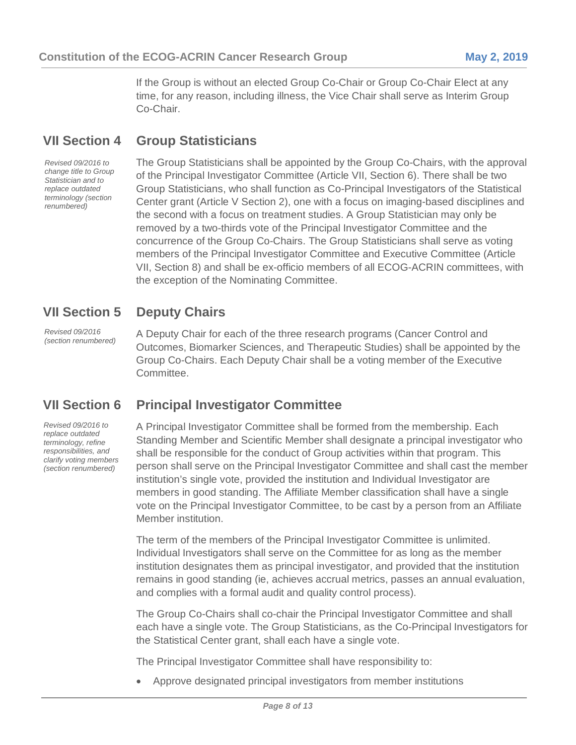If the Group is without an elected Group Co-Chair or Group Co-Chair Elect at any time, for any reason, including illness, the Vice Chair shall serve as Interim Group Co-Chair.

## VII Section 4 Group Statisticians

*Revised 09/2016 to change title to Group Statistician and to replace outdated terminology (section renumbered)*

The Group Statisticians shall be appointed by the Group Co-Chairs, with the approval of the Principal Investigator Committee (Article VII, Section 6). There shall be two Group Statisticians, who shall function as Co-Principal Investigators of the Statistical Center grant (Article V Section 2), one with a focus on imaging-based disciplines and the second with a focus on treatment studies. A Group Statistician may only be removed by a two-thirds vote of the Principal Investigator Committee and the concurrence of the Group Co-Chairs. The Group Statisticians shall serve as voting members of the Principal Investigator Committee and Executive Committee (Article VII, Section 8) and shall be ex-officio members of all ECOG-ACRIN committees, with the exception of the Nominating Committee.

## VII Section 5 Deputy Chairs

*Revised 09/2016 (section renumbered)*

A Deputy Chair for each of the three research programs (Cancer Control and Outcomes, Biomarker Sciences, and Therapeutic Studies) shall be appointed by the Group Co-Chairs. Each Deputy Chair shall be a voting member of the Executive Committee.

## VII Section 6 Principal Investigator Committee

*Revised 09/2016 to replace outdated terminology, refine responsibilities, and clarify voting members (section renumbered)*

A Principal Investigator Committee shall be formed from the membership. Each Standing Member and Scientific Member shall designate a principal investigator who shall be responsible for the conduct of Group activities within that program. This person shall serve on the Principal Investigator Committee and shall cast the member institution's single vote, provided the institution and Individual Investigator are members in good standing. The Affiliate Member classification shall have a single vote on the Principal Investigator Committee, to be cast by a person from an Affiliate Member institution.

The term of the members of the Principal Investigator Committee is unlimited. Individual Investigators shall serve on the Committee for as long as the member institution designates them as principal investigator, and provided that the institution remains in good standing (ie, achieves accrual metrics, passes an annual evaluation, and complies with a formal audit and quality control process).

The Group Co-Chairs shall co-chair the Principal Investigator Committee and shall each have a single vote. The Group Statisticians, as the Co-Principal Investigators for the Statistical Center grant, shall each have a single vote.

The Principal Investigator Committee shall have responsibility to:

- Approve designated principal investigators from member institutions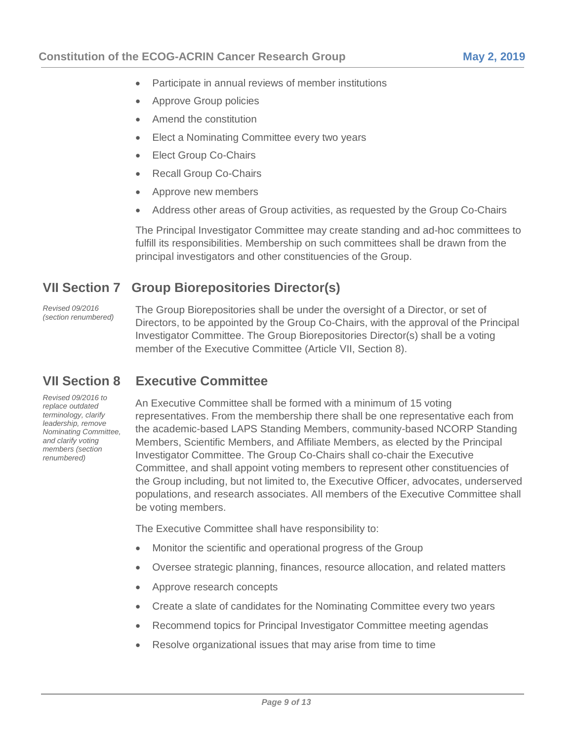- Participate in annual reviews of member institutions
- Approve Group policies
- Amend the constitution
- Elect a Nominating Committee every two years
- Elect Group Co-Chairs
- Recall Group Co-Chairs
- Approve new members
- Address other areas of Group activities, as requested by the Group Co-Chairs

The Principal Investigator Committee may create standing and ad-hoc committees to fulfill its responsibilities. Membership on such committees shall be drawn from the principal investigators and other constituencies of the Group.

## VII Section 7 Group Biorepositories Director(s)

*Revised 09/2016 (section renumbered)*

The Group Biorepositories shall be under the oversight of a Director, or set of Directors, to be appointed by the Group Co-Chairs, with the approval of the Principal Investigator Committee. The Group Biorepositories Director(s) shall be a voting member of the Executive Committee (Article VII, Section 8).

## VII Section 8 Executive Committee

*Revised 09/2016 to replace outdated terminology, clarify leadership, remove Nominating Committee, and clarify voting members (section renumbered)*

An Executive Committee shall be formed with a minimum of 15 voting representatives. From the membership there shall be one representative each from the academic-based LAPS Standing Members, community-based NCORP Standing Members, Scientific Members, and Affiliate Members, as elected by the Principal Investigator Committee. The Group Co-Chairs shall co-chair the Executive Committee, and shall appoint voting members to represent other constituencies of the Group including, but not limited to, the Executive Officer, advocates, underserved populations, and research associates. All members of the Executive Committee shall be voting members.

The Executive Committee shall have responsibility to:

- Monitor the scientific and operational progress of the Group
- Oversee strategic planning, finances, resource allocation, and related matters
- Approve research concepts
- Create a slate of candidates for the Nominating Committee every two years
- Recommend topics for Principal Investigator Committee meeting agendas
- Resolve organizational issues that may arise from time to time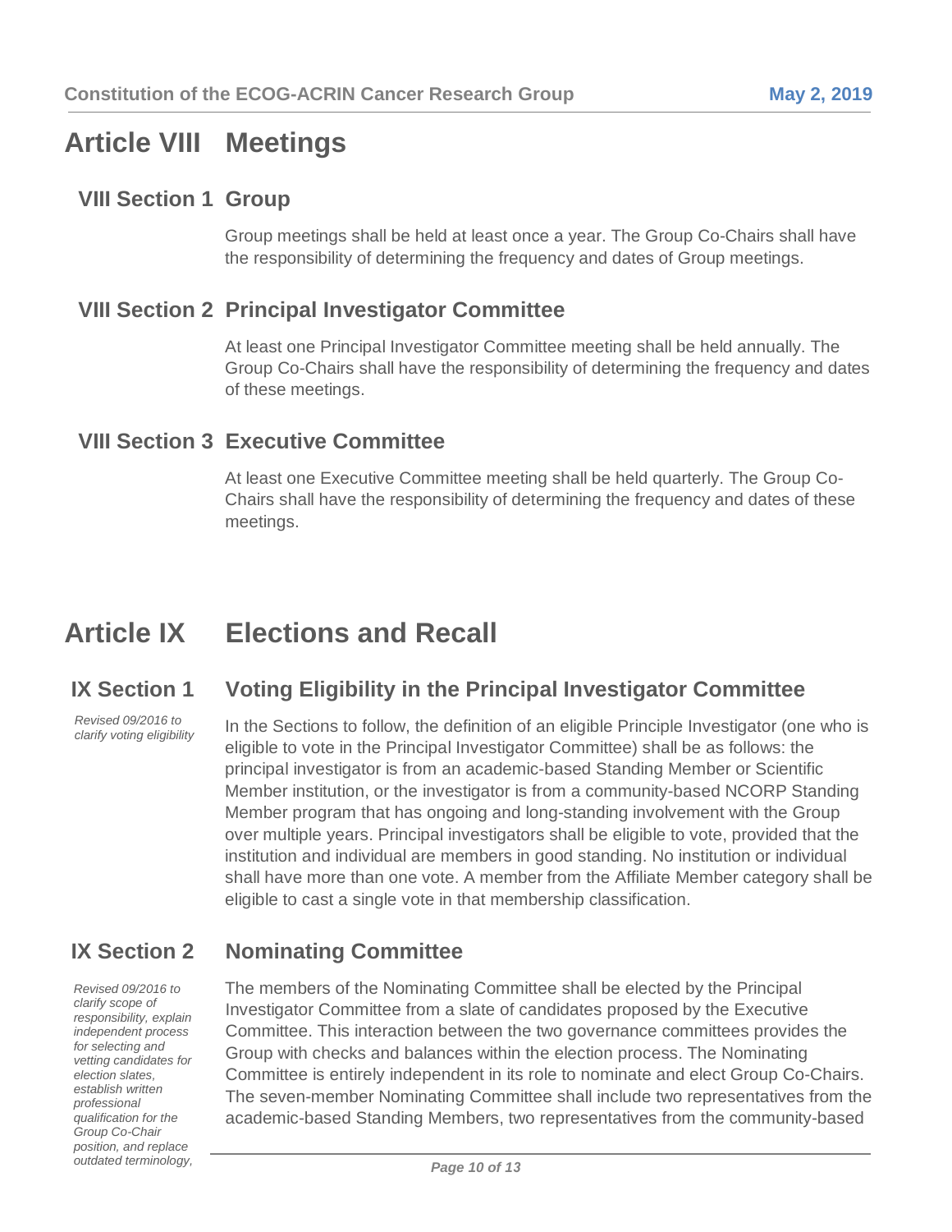# Article VIII Meetings

## VIII Section 1 Group

Group meetings shall be held at least once a year. The Group Co-Chairs shall have the responsibility of determining the frequency and dates of Group meetings.

## VIII Section 2 Principal Investigator Committee

At least one Principal Investigator Committee meeting shall be held annually. The Group Co-Chairs shall have the responsibility of determining the frequency and dates of these meetings.

## VIII Section 3 Executive Committee

At least one Executive Committee meeting shall be held quarterly. The Group Co-Chairs shall have the responsibility of determining the frequency and dates of these meetings.

# Article IX Elections and Recall

## IX Section 1 Voting Eligibility in the Principal Investigator Committee

*Revised 09/2016 to clarify voting eligibility*

In the Sections to follow, the definition of an eligible Principle Investigator (one who is eligible to vote in the Principal Investigator Committee) shall be as follows: the principal investigator is from an academic-based Standing Member or Scientific Member institution, or the investigator is from a community-based NCORP Standing Member program that has ongoing and long-standing involvement with the Group over multiple years. Principal investigators shall be eligible to vote, provided that the institution and individual are members in good standing. No institution or individual shall have more than one vote. A member from the Affiliate Member category shall be eligible to cast a single vote in that membership classification.

## IX Section 2 Nominating Committee

*Revised 09/2016 to clarify scope of responsibility, explain independent process for selecting and vetting candidates for election slates, establish written professional qualification for the Group Co-Chair position, and replace outdated terminology,*

The members of the Nominating Committee shall be elected by the Principal Investigator Committee from a slate of candidates proposed by the Executive Committee. This interaction between the two governance committees provides the Group with checks and balances within the election process. The Nominating Committee is entirely independent in its role to nominate and elect Group Co-Chairs. The seven-member Nominating Committee shall include two representatives from the academic-based Standing Members, two representatives from the community-based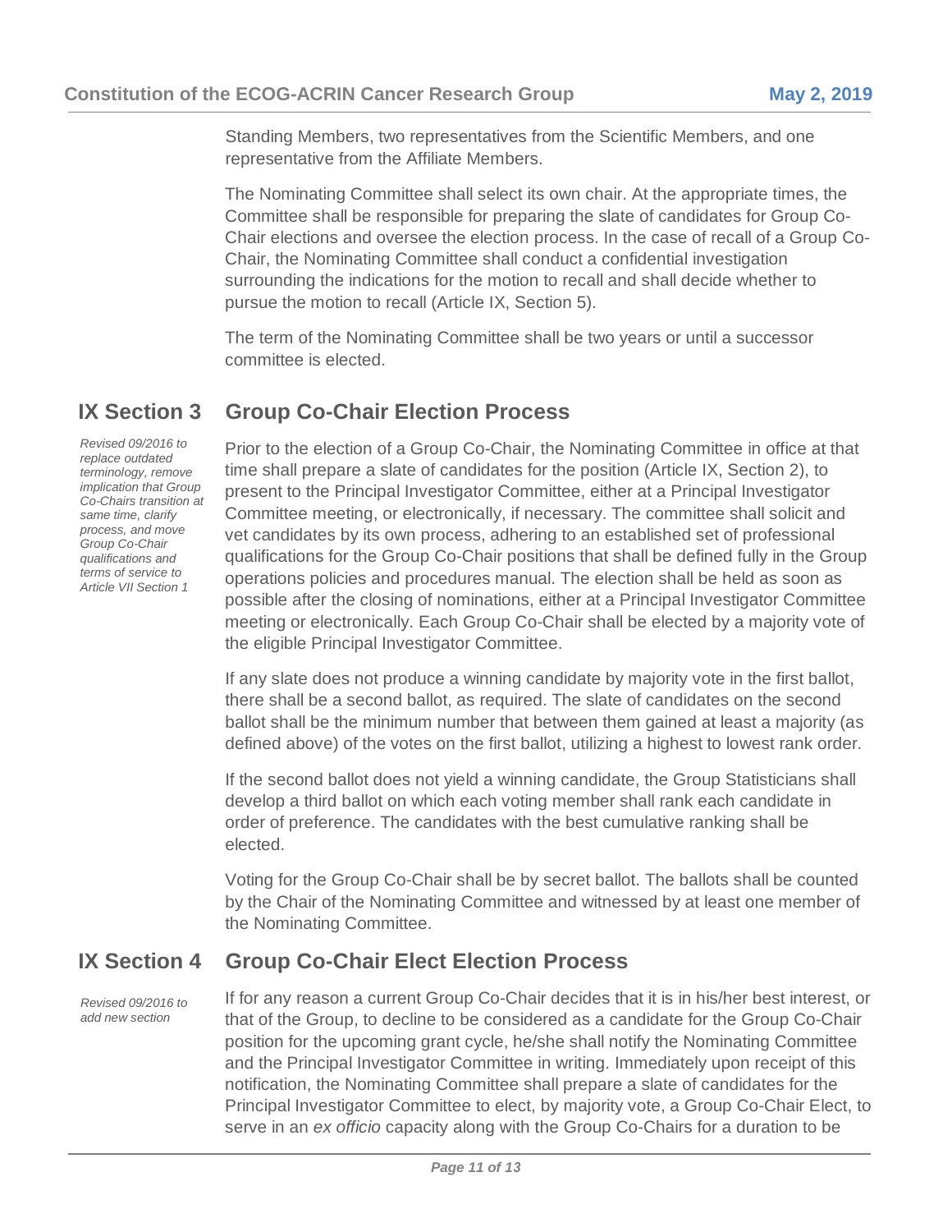Standing Members, two representatives from the Scientific Members, and one representative from the Affiliate Members.

The Nominating Committee shall select its own chair. At the appropriate times, the Committee shall be responsible for preparing the slate of candidates for Group Co-Chair elections and oversee the election process. In the case of recall of a Group Co-Chair, the Nominating Committee shall conduct a confidential investigation surrounding the indications for the motion to recall and shall decide whether to pursue the motion to recall (Article IX, Section 5).

The term of the Nominating Committee shall be two years or until a successor committee is elected.

## IX Section 3 Group Co-Chair Election Process

*Revised 09/2016 to replace outdated terminology, remove implication that Group Co-Chairs transition at same time, clarify process, and move Group Co-Chair qualifications and terms of service to Article VII Section 1*

Prior to the election of a Group Co-Chair, the Nominating Committee in office at that time shall prepare a slate of candidates for the position (Article IX, Section 2), to present to the Principal Investigator Committee, either at a Principal Investigator Committee meeting, or electronically, if necessary. The committee shall solicit and vet candidates by its own process, adhering to an established set of professional qualifications for the Group Co-Chair positions that shall be defined fully in the Group operations policies and procedures manual. The election shall be held as soon as possible after the closing of nominations, either at a Principal Investigator Committee meeting or electronically. Each Group Co-Chair shall be elected by a majority vote of the eligible Principal Investigator Committee.

If any slate does not produce a winning candidate by majority vote in the first ballot, there shall be a second ballot, as required. The slate of candidates on the second ballot shall be the minimum number that between them gained at least a majority (as defined above) of the votes on the first ballot, utilizing a highest to lowest rank order.

If the second ballot does not yield a winning candidate, the Group Statisticians shall develop a third ballot on which each voting member shall rank each candidate in order of preference. The candidates with the best cumulative ranking shall be elected.

Voting for the Group Co-Chair shall be by secret ballot. The ballots shall be counted by the Chair of the Nominating Committee and witnessed by at least one member of the Nominating Committee.

## IX Section 4 Group Co-Chair Elect Election Process

*Revised 09/2016 to add new section*

If for any reason a current Group Co-Chair decides that it is in his/her best interest, or that of the Group, to decline to be considered as a candidate for the Group Co-Chair position for the upcoming grant cycle, he/she shall notify the Nominating Committee and the Principal Investigator Committee in writing. Immediately upon receipt of this notification, the Nominating Committee shall prepare a slate of candidates for the Principal Investigator Committee to elect, by majority vote, a Group Co-Chair Elect, to serve in an *ex officio* capacity along with the Group Co-Chairs for a duration to be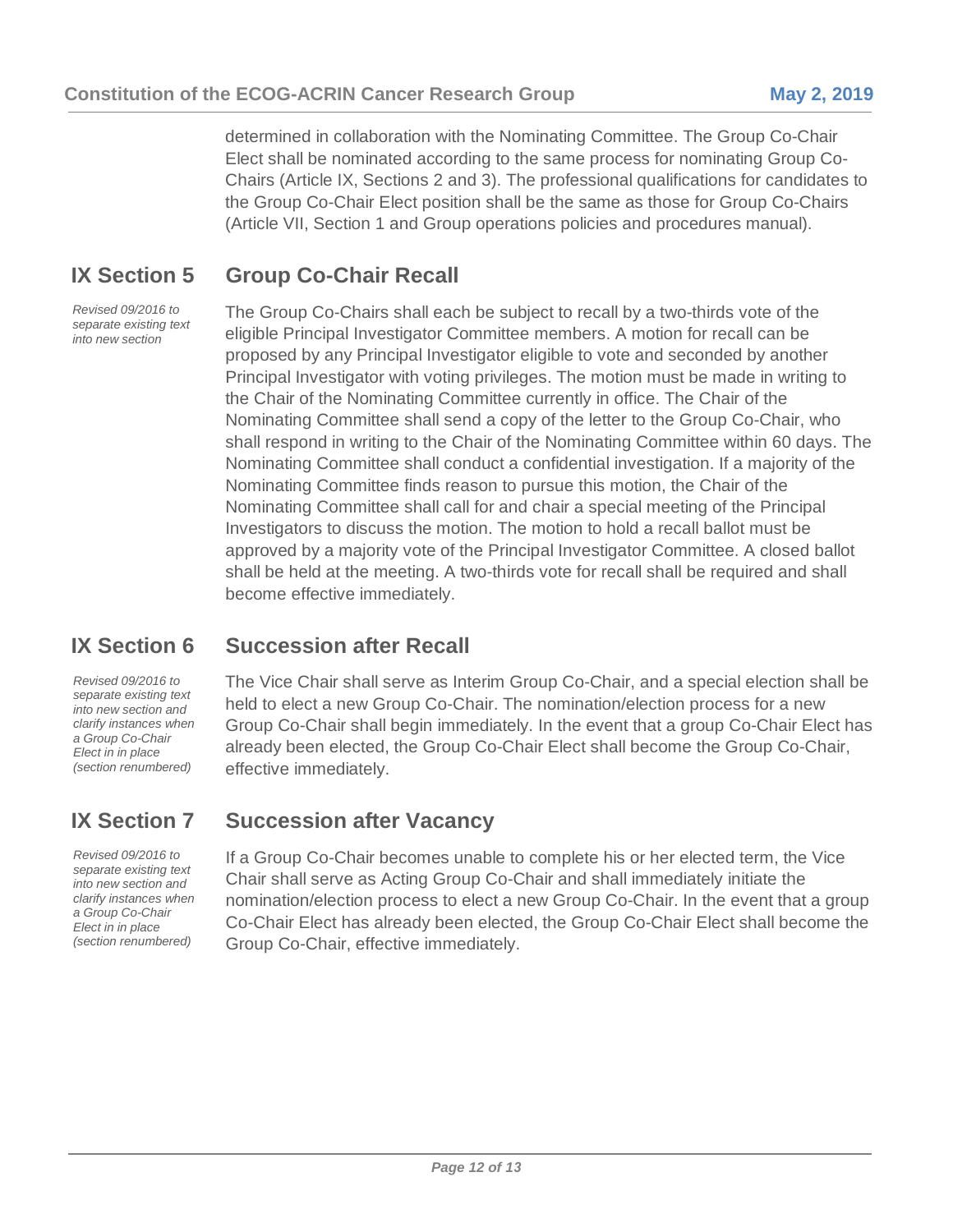determined in collaboration with the Nominating Committee. The Group Co-Chair Elect shall be nominated according to the same process for nominating Group Co-Chairs (Article IX, Sections 2 and 3). The professional qualifications for candidates to the Group Co-Chair Elect position shall be the same as those for Group Co-Chairs (Article VII, Section 1 and Group operations policies and procedures manual).

## IX Section 5 Group Co-Chair Recall

*Revised 09/2016 to separate existing text into new section*

The Group Co-Chairs shall each be subject to recall by a two-thirds vote of the eligible Principal Investigator Committee members. A motion for recall can be proposed by any Principal Investigator eligible to vote and seconded by another Principal Investigator with voting privileges. The motion must be made in writing to the Chair of the Nominating Committee currently in office. The Chair of the Nominating Committee shall send a copy of the letter to the Group Co-Chair, who shall respond in writing to the Chair of the Nominating Committee within 60 days. The Nominating Committee shall conduct a confidential investigation. If a majority of the Nominating Committee finds reason to pursue this motion, the Chair of the Nominating Committee shall call for and chair a special meeting of the Principal Investigators to discuss the motion. The motion to hold a recall ballot must be approved by a majority vote of the Principal Investigator Committee. A closed ballot shall be held at the meeting. A two-thirds vote for recall shall be required and shall become effective immediately.

## IX Section 6 Succession after Recall

*Revised 09/2016 to separate existing text into new section and clarify instances when a Group Co-Chair Elect in in place (section renumbered)*

The Vice Chair shall serve as Interim Group Co-Chair, and a special election shall be held to elect a new Group Co-Chair. The nomination/election process for a new Group Co-Chair shall begin immediately. In the event that a group Co-Chair Elect has already been elected, the Group Co-Chair Elect shall become the Group Co-Chair, effective immediately.

## IX Section 7 Succession after Vacancy

*Revised 09/2016 to separate existing text into new section and clarify instances when a Group Co-Chair Elect in in place (section renumbered)*

If a Group Co-Chair becomes unable to complete his or her elected term, the Vice Chair shall serve as Acting Group Co-Chair and shall immediately initiate the nomination/election process to elect a new Group Co-Chair. In the event that a group Co-Chair Elect has already been elected, the Group Co-Chair Elect shall become the Group Co-Chair, effective immediately.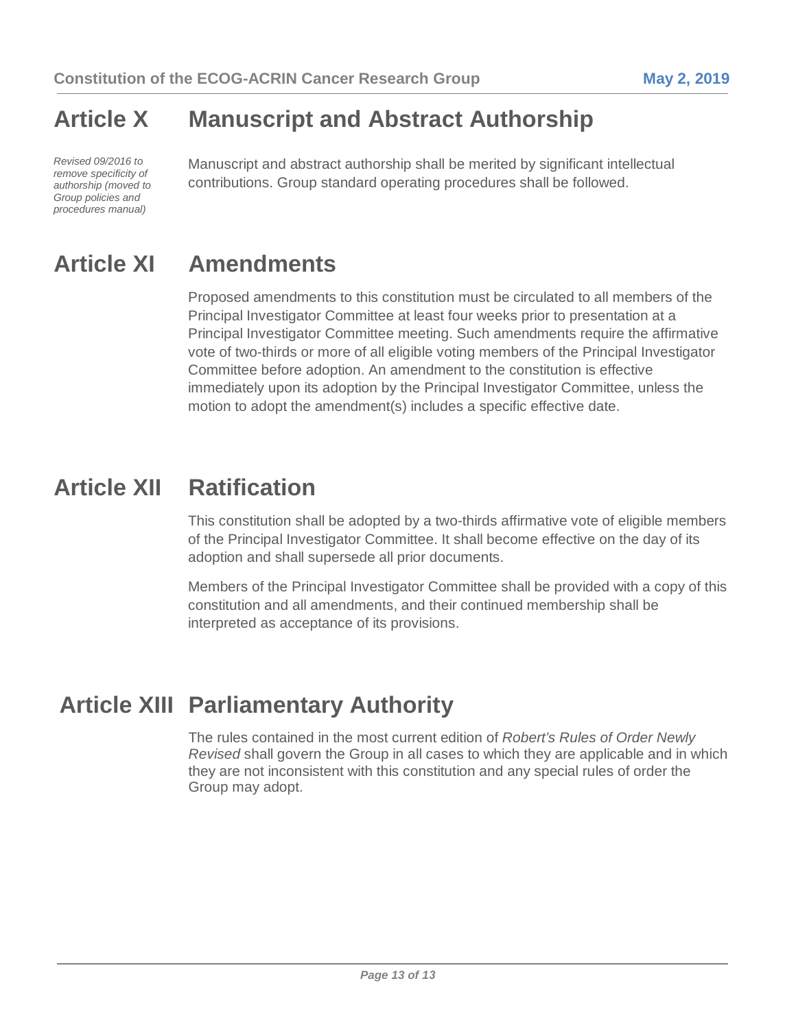## Article X Manuscript and Abstract Authorship

*Revised 09/2016 to remove specificity of authorship (moved to Group policies and procedures manual)*

Manuscript and abstract authorship shall be merited by significant intellectual contributions. Group standard operating procedures shall be followed.

## Article XI Amendments

Proposed amendments to this constitution must be circulated to all members of the Principal Investigator Committee at least four weeks prior to presentation at a Principal Investigator Committee meeting. Such amendments require the affirmative vote of two-thirds or more of all eligible voting members of the Principal Investigator Committee before adoption. An amendment to the constitution is effective immediately upon its adoption by the Principal Investigator Committee, unless the motion to adopt the amendment(s) includes a specific effective date.

## Article XII Ratification

This constitution shall be adopted by a two-thirds affirmative vote of eligible members of the Principal Investigator Committee. It shall become effective on the day of its adoption and shall supersede all prior documents.

Members of the Principal Investigator Committee shall be provided with a copy of this constitution and all amendments, and their continued membership shall be interpreted as acceptance of its provisions.

## Article XIII Parliamentary Authority

The rules contained in the most current edition of *Robert's Rules of Order Newly Revised* shall govern the Group in all cases to which they are applicable and in which they are not inconsistent with this constitution and any special rules of order the Group may adopt.